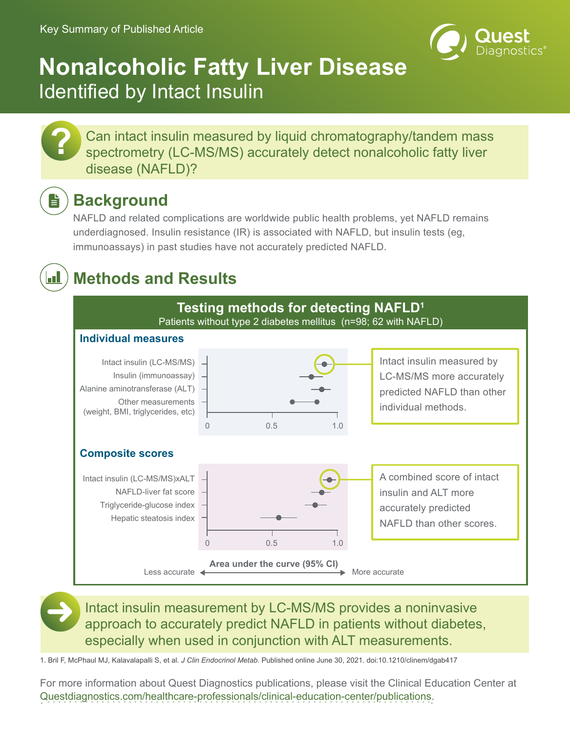Key Summary of Published Article

# Nonalcoholic Fatty Liver Disease

## Identified by Intact Insulin

Can intact insulin measured by liquid chromatography/tandem mass spectrometry (LC-MS/MS) accurately detect nonalcoholic fatty liver disease (NAFLD)?

## Background

NAFLD and related complications are worldwide public health problems, yet NAFLD remains underdiagnosed. Insulin resistance (IR) is associated with NAFLD, but insulin tests (eg, immunoassays) in past studies have not accurately predicted NAFLD.

## Methods and Results

### Testing methods for detecting NAFLD[1]

Patients without type 2 diabetes mellitus (n=98; 62 with NAFLD)

**Individual measures**

- Intact insulin (LC-MS/MS)
- Insulin (immunoassay)
- Alanine aminotransferase (ALT)
- Other measurements (weight, BMI, triglycerides, etc)

Intact insulin measured by LC-MS/MS more accurately predicted NAFLD than other individual methods.

**Composite scores**

- Intact insulin (LC-MS/MS)xALT
- NAFLD-liver fat score
- Triglyceride-glucose index
- Hepatic steatosis index

A combined score of intact insulin and ALT more accurately predicted NAFLD than other scores.

Area under the curve (95% CI): 0 – 0.5 – 1.0 (Less accurate ← → More accurate)

Intact insulin measurement by LC-MS/MS provides a noninvasive approach to accurately predict NAFLD in patients without diabetes, especially when used in conjunction with ALT measurements.

1. Bril F, McPhaul MJ, Kalavalapalli S, et al. *J Clin Endocrinol Metab*. Published online June 30, 2021. doi:10.1210/clinem/dgab417

For more information about Quest Diagnostics publications, please visit the Clinical Education Center at Questdiagnostics.com/healthcare-professionals/clinical-education-center/publications.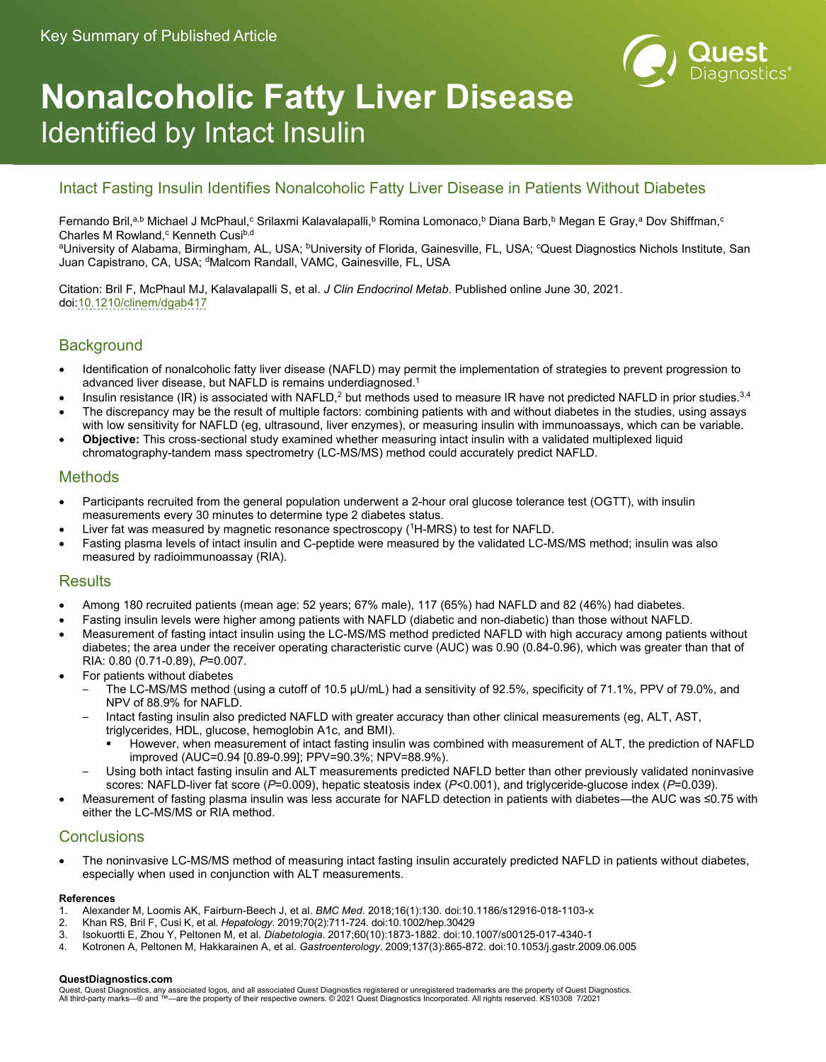Key Summary of Published Article

# Nonalcoholic Fatty Liver Disease
## Identified by Intact Insulin

### Intact Fasting Insulin Identifies Nonalcoholic Fatty Liver Disease in Patients Without Diabetes

Fernando Bril,[a,b] Michael J McPhaul,[c] Srilaxmi Kalavalapalli,[b] Romina Lomonaco,[b] Diana Barb,[b] Megan E Gray,[a] Dov Shiffman,[c] Charles M Rowland,[c] Kenneth Cusi[b,d]
[a]University of Alabama, Birmingham, AL, USA; [b]University of Florida, Gainesville, FL, USA; [c]Quest Diagnostics Nichols Institute, San Juan Capistrano, CA, USA; [d]Malcom Randall, VAMC, Gainesville, FL, USA

Citation: Bril F, McPhaul MJ, Kalavalapalli S, et al. *J Clin Endocrinol Metab*. Published online June 30, 2021. doi:10.1210/clinem/dgab417

## Background

- Identification of nonalcoholic fatty liver disease (NAFLD) may permit the implementation of strategies to prevent progression to advanced liver disease, but NAFLD is remains underdiagnosed.[1]
- Insulin resistance (IR) is associated with NAFLD,[2] but methods used to measure IR have not predicted NAFLD in prior studies.[3,4]
- The discrepancy may be the result of multiple factors: combining patients with and without diabetes in the studies, using assays with low sensitivity for NAFLD (eg, ultrasound, liver enzymes), or measuring insulin with immunoassays, which can be variable.
- **Objective:** This cross-sectional study examined whether measuring intact insulin with a validated multiplexed liquid chromatography-tandem mass spectrometry (LC-MS/MS) method could accurately predict NAFLD.

## Methods

- Participants recruited from the general population underwent a 2-hour oral glucose tolerance test (OGTT), with insulin measurements every 30 minutes to determine type 2 diabetes status.
- Liver fat was measured by magnetic resonance spectroscopy ($^{1}$H-MRS) to test for NAFLD.
- Fasting plasma levels of intact insulin and C-peptide were measured by the validated LC-MS/MS method; insulin was also measured by radioimmunoassay (RIA).

## Results

- Among 180 recruited patients (mean age: 52 years; 67% male), 117 (65%) had NAFLD and 82 (46%) had diabetes.
- Fasting insulin levels were higher among patients with NAFLD (diabetic and non-diabetic) than those without NAFLD.
- Measurement of fasting intact insulin using the LC-MS/MS method predicted NAFLD with high accuracy among patients without diabetes; the area under the receiver operating characteristic curve (AUC) was 0.90 (0.84-0.96), which was greater than that of RIA: 0.80 (0.71-0.89), *P*=0.007.
- For patients without diabetes
  - The LC-MS/MS method (using a cutoff of 10.5 µU/mL) had a sensitivity of 92.5%, specificity of 71.1%, PPV of 79.0%, and NPV of 88.9% for NAFLD.
  - Intact fasting insulin also predicted NAFLD with greater accuracy than other clinical measurements (eg, ALT, AST, triglycerides, HDL, glucose, hemoglobin A1c, and BMI).
    - However, when measurement of intact fasting insulin was combined with measurement of ALT, the prediction of NAFLD improved (AUC=0.94 [0.89-0.99]; PPV=90.3%; NPV=88.9%).
  - Using both intact fasting insulin and ALT measurements predicted NAFLD better than other previously validated noninvasive scores: NAFLD-liver fat score (*P*=0.009), hepatic steatosis index (*P*<0.001), and triglyceride-glucose index (*P*=0.039).
- Measurement of fasting plasma insulin was less accurate for NAFLD detection in patients with diabetes—the AUC was ≤0.75 with either the LC-MS/MS or RIA method.

## Conclusions

- The noninvasive LC-MS/MS method of measuring intact fasting insulin accurately predicted NAFLD in patients without diabetes, especially when used in conjunction with ALT measurements.

**References**

1. Alexander M, Loomis AK, Fairburn-Beech J, et al. *BMC Med*. 2018;16(1):130. doi:10.1186/s12916-018-1103-x
2. Khan RS, Bril F, Cusi K, et al. *Hepatology*. 2019;70(2):711-724. doi:10.1002/hep.30429
3. Isokuortti E, Zhou Y, Peltonen M, et al. *Diabetologia*. 2017;60(10):1873-1882. doi:10.1007/s00125-017-4340-1
4. Kotronen A, Peltonen M, Hakkarainen A, et al. *Gastroenterology*. 2009;137(3):865-872. doi:10.1053/j.gastr.2009.06.005

**QuestDiagnostics.com**
Quest, Quest Diagnostics, any associated logos, and all associated Quest Diagnostics registered or unregistered trademarks are the property of Quest Diagnostics. All third-party marks—® and ™—are the property of their respective owners. © 2021 Quest Diagnostics Incorporated. All rights reserved. KS10308 7/2021